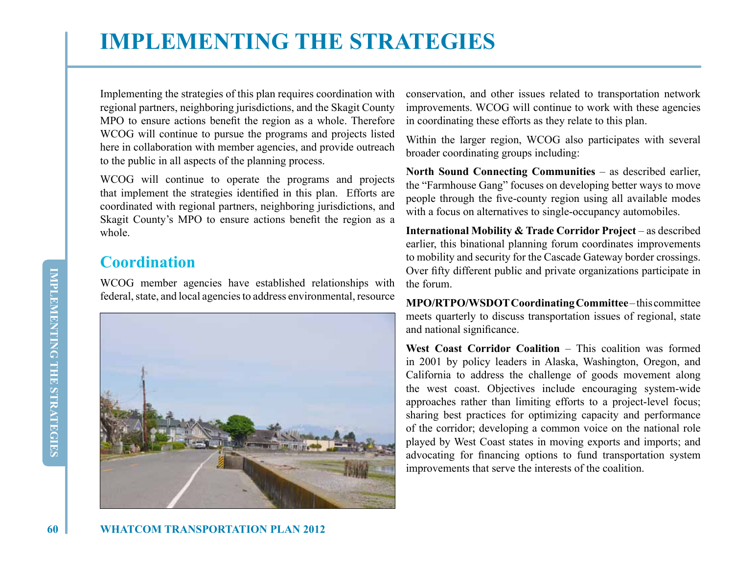# IMPLEMENTING THE STRATEGIES

Implementing the strategies of this plan requires coordination with regional partners, neighboring jurisdictions, and the Skagit County MPO to ensure actions benefit the region as a whole. Therefore WCOG will continue to pursue the programs and projects listed here in collaboration with member agencies, and provide outreach to the public in all aspects of the planning process.

WCOG will continue to operate the programs and projects that implement the strategies identified in this plan. Efforts are coordinated with regional partners, neighboring jurisdictions, and Skagit County's MPO to ensure actions benefit the region as a whole.

## Coordination

WCOG member agencies have established relationships with federal, state, and local agencies to address environmental, resource conservation, and other issues related to transportation network improvements. WCOG will continue to work with these agencies in coordinating these efforts as they relate to this plan.

Within the larger region, WCOG also participates with several broader coordinating groups including:

**North Sound Connecting Communities** – as described earlier, the "Farmhouse Gang" focuses on developing better ways to move people through the five-county region using all available modes with a focus on alternatives to single-occupancy automobiles.

**International Mobility & Trade Corridor Project** – as described earlier, this binational planning forum coordinates improvements to mobility and security for the Cascade Gateway border crossings. Over fifty different public and private organizations participate in the forum.

**MPO/RTPO/WSDOT Coordinating Committee** – this committee meets quarterly to discuss transportation issues of regional, state and national significance.

**West Coast Corridor Coalition** – This coalition was formed in 2001 by policy leaders in Alaska, Washington, Oregon, and California to address the challenge of goods movement along the west coast. Objectives include encouraging system-wide approaches rather than limiting efforts to a project-level focus; sharing best practices for optimizing capacity and performance of the corridor; developing a common voice on the national role played by West Coast states in moving exports and imports; and advocating for financing options to fund transportation system improvements that serve the interests of the coalition.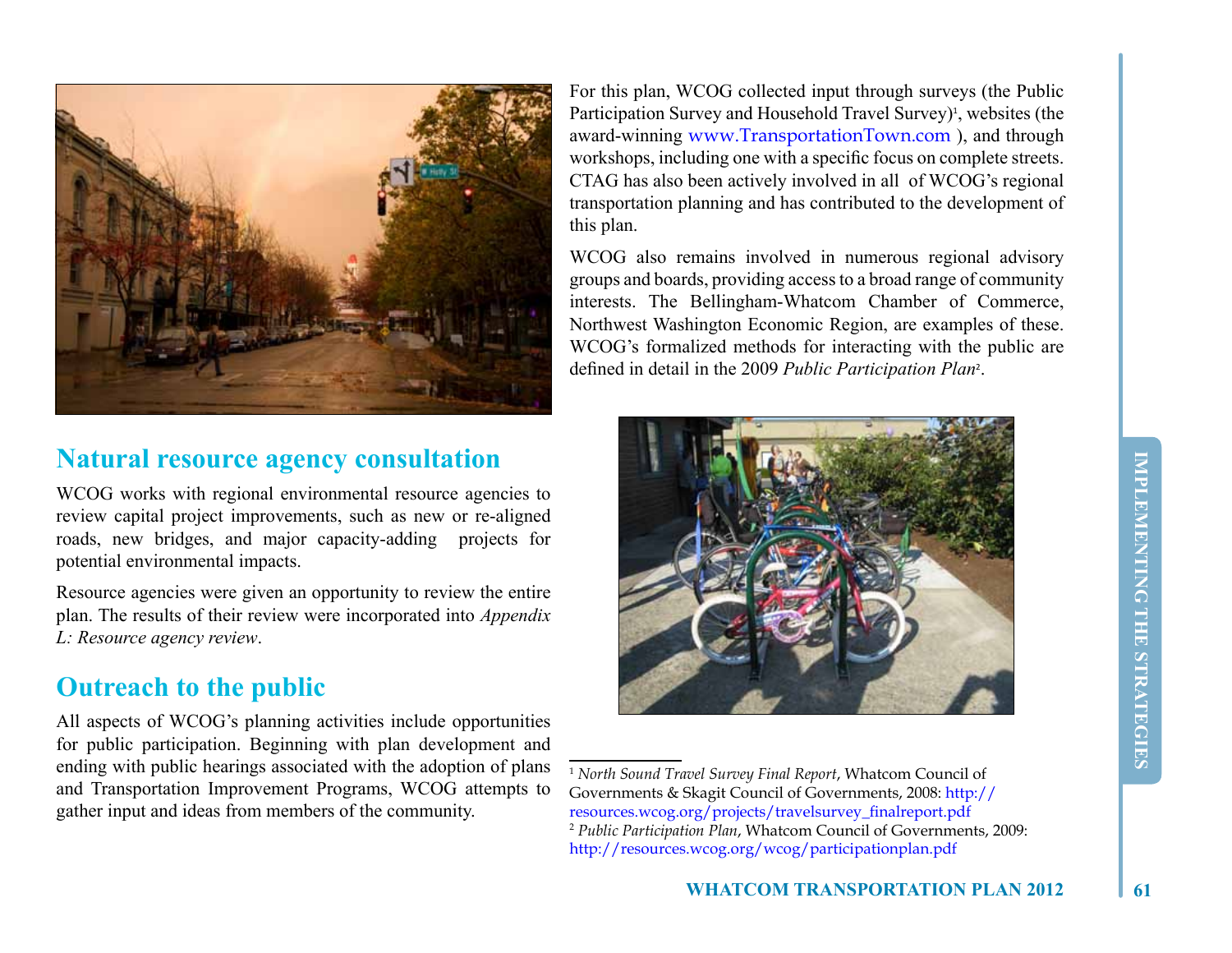## Natural resource agency consultation

WCOG works with regional environmental resource agencies to review capital project improvements, such as new or re-aligned roads, new bridges, and major capacity-adding projects for potential environmental impacts.

Resource agencies were given an opportunity to review the entire plan. The results of their review were incorporated into *Appendix L: Resource agency review*.

## Outreach to the public

All aspects of WCOG's planning activities include opportunities for public participation. Beginning with plan development and ending with public hearings associated with the adoption of plans and Transportation Improvement Programs, WCOG attempts to gather input and ideas from members of the community.

For this plan, WCOG collected input through surveys (the Public Participation Survey and Household Travel Survey)[1], websites (the award-winning www.TransportationTown.com ), and through workshops, including one with a specific focus on complete streets. CTAG has also been actively involved in all of WCOG's regional transportation planning and has contributed to the development of this plan.

WCOG also remains involved in numerous regional advisory groups and boards, providing access to a broad range of community interests. The Bellingham-Whatcom Chamber of Commerce, Northwest Washington Economic Region, are examples of these. WCOG's formalized methods for interacting with the public are defined in detail in the 2009 *Public Participation Plan*[2].

[1] *North Sound Travel Survey Final Report*, Whatcom Council of Governments & Skagit Council of Governments, 2008: http://resources.wcog.org/projects/travelsurvey_finalreport.pdf

[2] *Public Participation Plan*, Whatcom Council of Governments, 2009: http://resources.wcog.org/wcog/participationplan.pdf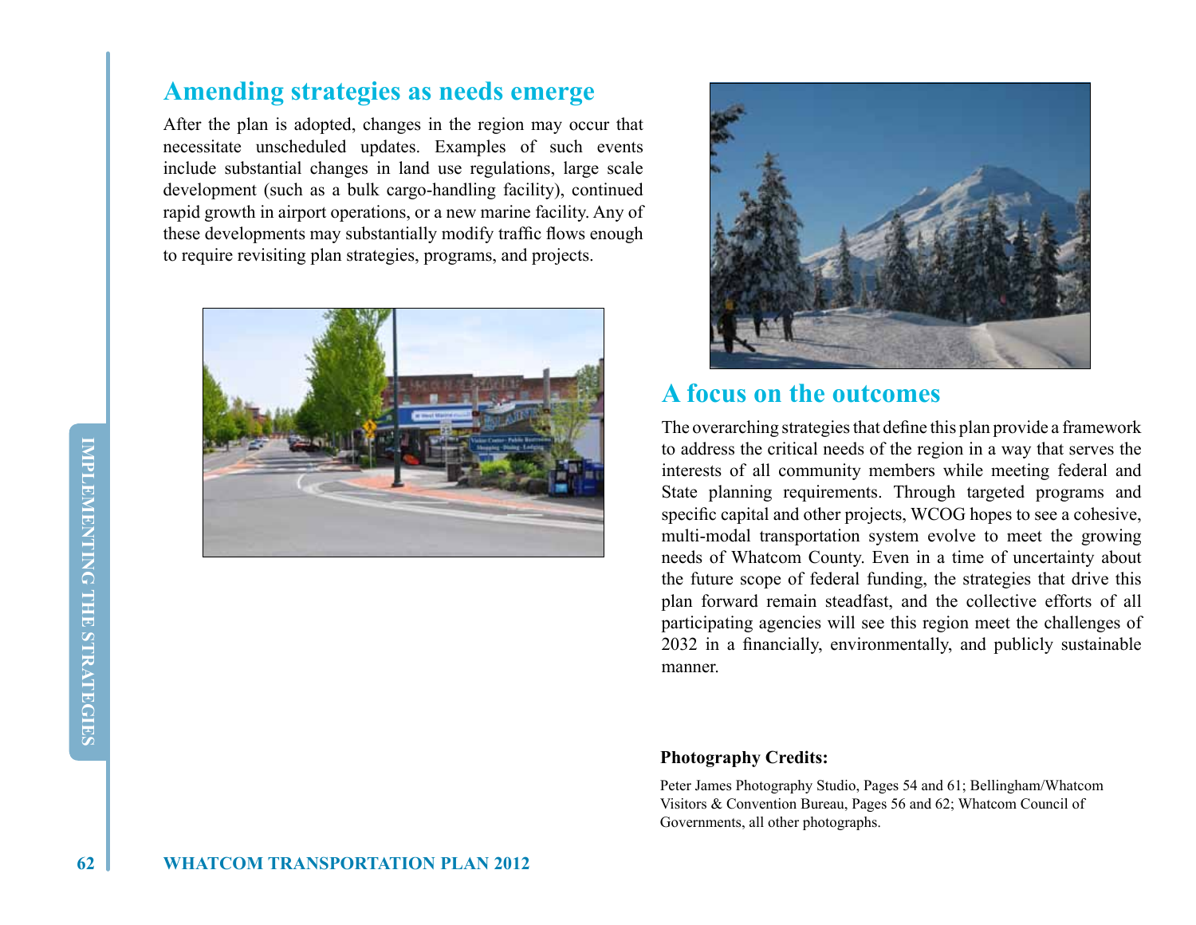## Amending strategies as needs emerge

After the plan is adopted, changes in the region may occur that necessitate unscheduled updates. Examples of such events include substantial changes in land use regulations, large scale development (such as a bulk cargo-handling facility), continued rapid growth in airport operations, or a new marine facility. Any of these developments may substantially modify traffic flows enough to require revisiting plan strategies, programs, and projects.

## A focus on the outcomes

The overarching strategies that define this plan provide a framework to address the critical needs of the region in a way that serves the interests of all community members while meeting federal and State planning requirements. Through targeted programs and specific capital and other projects, WCOG hopes to see a cohesive, multi-modal transportation system evolve to meet the growing needs of Whatcom County. Even in a time of uncertainty about the future scope of federal funding, the strategies that drive this plan forward remain steadfast, and the collective efforts of all participating agencies will see this region meet the challenges of 2032 in a financially, environmentally, and publicly sustainable manner.

**Photography Credits:**

Peter James Photography Studio, Pages 54 and 61; Bellingham/Whatcom Visitors & Convention Bureau, Pages 56 and 62; Whatcom Council of Governments, all other photographs.